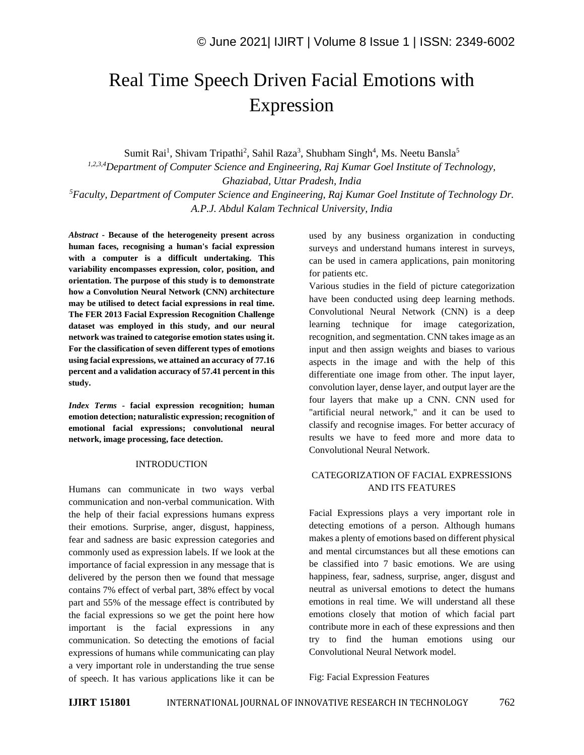# Real Time Speech Driven Facial Emotions with Expression

Sumit Rai[1], Shivam Tripathi[2], Sahil Raza[3], Shubham Singh[4], Ms. Neetu Bansla[5]

*[1,2,3,4]Department of Computer Science and Engineering, Raj Kumar Goel Institute of Technology, Ghaziabad, Uttar Pradesh, India*

*[5]Faculty, Department of Computer Science and Engineering, Raj Kumar Goel Institute of Technology Dr. A.P.J. Abdul Kalam Technical University, India*

***Abstract* - Because of the heterogeneity present across human faces, recognising a human's facial expression with a computer is a difficult undertaking. This variability encompasses expression, color, position, and orientation. The purpose of this study is to demonstrate how a Convolution Neural Network (CNN) architecture may be utilised to detect facial expressions in real time. The FER 2013 Facial Expression Recognition Challenge dataset was employed in this study, and our neural network was trained to categorise emotion states using it. For the classification of seven different types of emotions using facial expressions, we attained an accuracy of 77.16 percent and a validation accuracy of 57.41 percent in this study.**

***Index Terms* - facial expression recognition; human emotion detection; naturalistic expression; recognition of emotional facial expressions; convolutional neural network, image processing, face detection.**

## INTRODUCTION

Humans can communicate in two ways verbal communication and non-verbal communication. With the help of their facial expressions humans express their emotions. Surprise, anger, disgust, happiness, fear and sadness are basic expression categories and commonly used as expression labels. If we look at the importance of facial expression in any message that is delivered by the person then we found that message contains 7% effect of verbal part, 38% effect by vocal part and 55% of the message effect is contributed by the facial expressions so we get the point here how important is the facial expressions in any communication. So detecting the emotions of facial expressions of humans while communicating can play a very important role in understanding the true sense of speech. It has various applications like it can be used by any business organization in conducting surveys and understand humans interest in surveys, can be used in camera applications, pain monitoring for patients etc.

Various studies in the field of picture categorization have been conducted using deep learning methods. Convolutional Neural Network (CNN) is a deep learning technique for image categorization, recognition, and segmentation. CNN takes image as an input and then assign weights and biases to various aspects in the image and with the help of this differentiate one image from other. The input layer, convolution layer, dense layer, and output layer are the four layers that make up a CNN. CNN used for "artificial neural network," and it can be used to classify and recognise images. For better accuracy of results we have to feed more and more data to Convolutional Neural Network.

## CATEGORIZATION OF FACIAL EXPRESSIONS AND ITS FEATURES

Facial Expressions plays a very important role in detecting emotions of a person. Although humans makes a plenty of emotions based on different physical and mental circumstances but all these emotions can be classified into 7 basic emotions. We are using happiness, fear, sadness, surprise, anger, disgust and neutral as universal emotions to detect the humans emotions in real time. We will understand all these emotions closely that motion of which facial part contribute more in each of these expressions and then try to find the human emotions using our Convolutional Neural Network model.

Fig: Facial Expression Features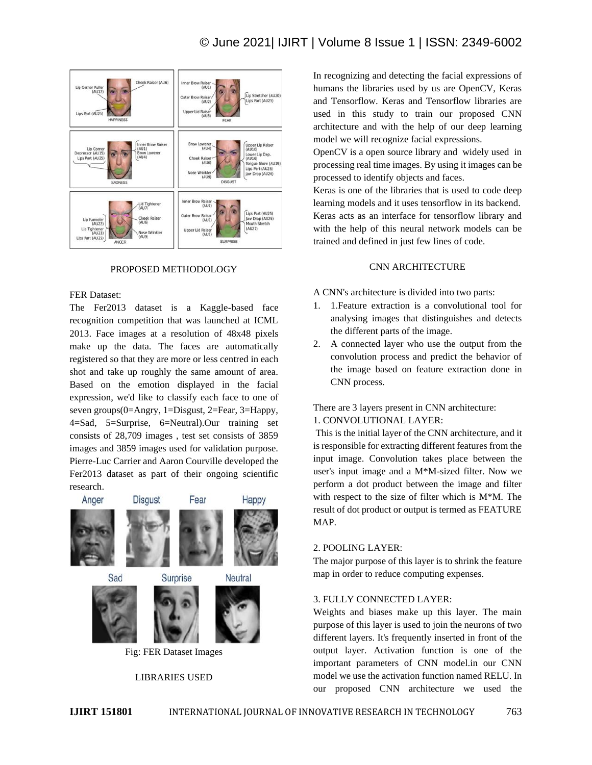## PROPOSED METHODOLOGY

FER Dataset:

The Fer2013 dataset is a Kaggle-based face recognition competition that was launched at ICML 2013. Face images at a resolution of 48x48 pixels make up the data. The faces are automatically registered so that they are more or less centred in each shot and take up roughly the same amount of area. Based on the emotion displayed in the facial expression, we'd like to classify each face to one of seven groups(0=Angry, 1=Disgust, 2=Fear, 3=Happy, 4=Sad, 5=Surprise, 6=Neutral).Our training set consists of 28,709 images , test set consists of 3859 images and 3859 images used for validation purpose. Pierre-Luc Carrier and Aaron Courville developed the Fer2013 dataset as part of their ongoing scientific research.

Fig: FER Dataset Images

## LIBRARIES USED

In recognizing and detecting the facial expressions of humans the libraries used by us are OpenCV, Keras and Tensorflow. Keras and Tensorflow libraries are used in this study to train our proposed CNN architecture and with the help of our deep learning model we will recognize facial expressions.

OpenCV is a open source library and widely used in processing real time images. By using it images can be processed to identify objects and faces.

Keras is one of the libraries that is used to code deep learning models and it uses tensorflow in its backend. Keras acts as an interface for tensorflow library and with the help of this neural network models can be trained and defined in just few lines of code.

## CNN ARCHITECTURE

A CNN's architecture is divided into two parts:

1. 1.Feature extraction is a convolutional tool for analysing images that distinguishes and detects the different parts of the image.
2. A connected layer who use the output from the convolution process and predict the behavior of the image based on feature extraction done in CNN process.

There are 3 layers present in CNN architecture:

1. CONVOLUTIONAL LAYER:

This is the initial layer of the CNN architecture, and it is responsible for extracting different features from the input image. Convolution takes place between the user's input image and a M*M-sized filter. Now we perform a dot product between the image and filter with respect to the size of filter which is M*M. The result of dot product or output is termed as FEATURE MAP.

2. POOLING LAYER:

The major purpose of this layer is to shrink the feature map in order to reduce computing expenses.

3. FULLY CONNECTED LAYER:

Weights and biases make up this layer. The main purpose of this layer is used to join the neurons of two different layers. It's frequently inserted in front of the output layer. Activation function is one of the important parameters of CNN model.in our CNN model we use the activation function named RELU. In our proposed CNN architecture we used the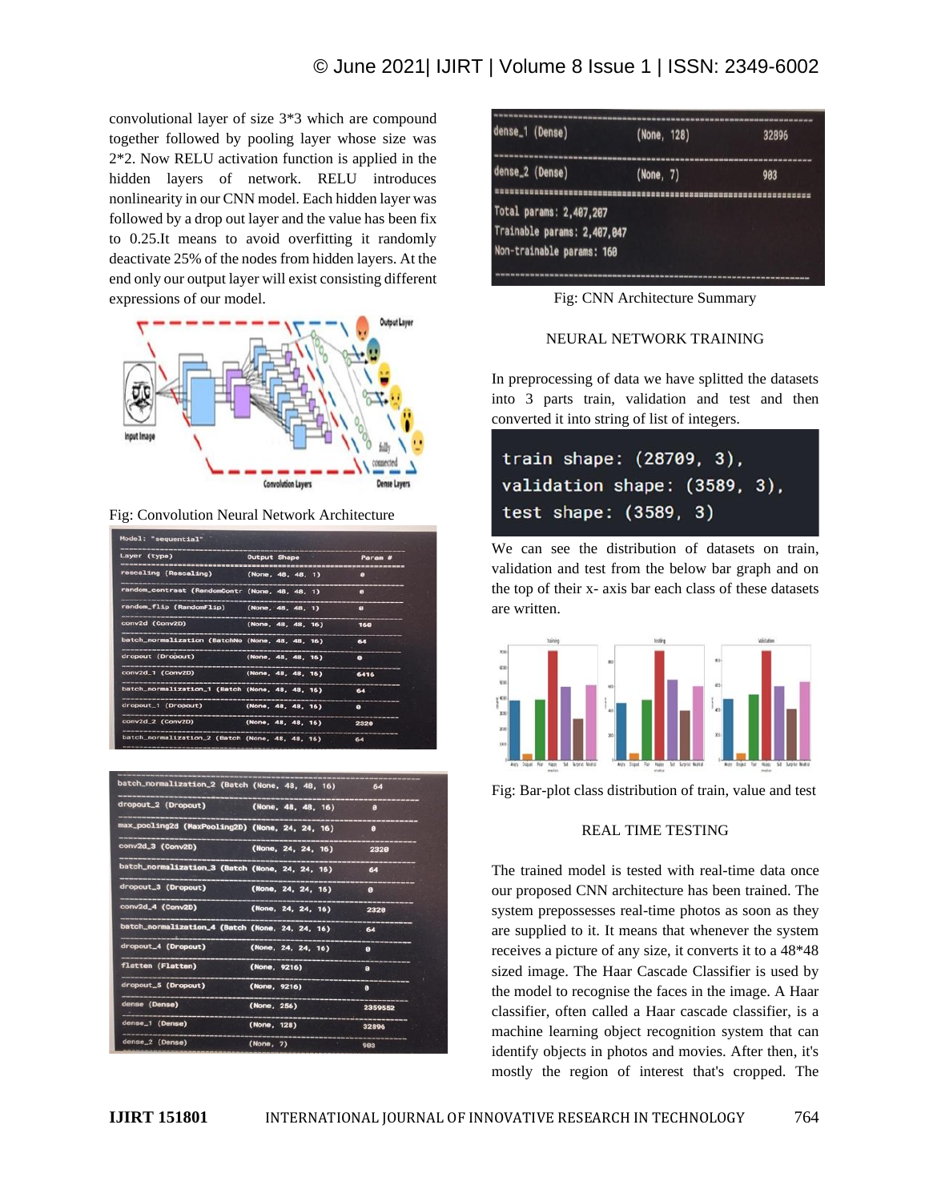convolutional layer of size 3*3 which are compound together followed by pooling layer whose size was 2*2. Now RELU activation function is applied in the hidden layers of network. RELU introduces nonlinearity in our CNN model. Each hidden layer was followed by a drop out layer and the value has been fix to 0.25.It means to avoid overfitting it randomly deactivate 25% of the nodes from hidden layers. At the end only our output layer will exist consisting different expressions of our model.

Fig: Convolution Neural Network Architecture

```
Model: "sequential"
Layer (type)                          Output Shape          Param #
rescaling (Rescaling)                 (None, 48, 48, 1)     0
random_contrast (RandomContr          (None, 48, 48, 1)     0
random_flip (RandomFlip)              (None, 48, 48, 1)     0
conv2d (Conv2D)                       (None, 48, 48, 16)    160
batch_normalization (BatchNo          (None, 48, 48, 16)    64
dropout (Dropout)                     (None, 48, 48, 16)    0
conv2d_1 (Conv2D)                     (None, 48, 48, 16)    6416
batch_normalization_1 (Batch          (None, 48, 48, 16)    64
dropout_1 (Dropout)                   (None, 48, 48, 16)    0
conv2d_2 (Conv2D)                     (None, 48, 48, 16)    2320
batch_normalization_2 (Batch          (None, 48, 48, 16)    64
dropout_2 (Dropout)                   (None, 48, 48, 16)    0
max_pooling2d (MaxPooling2D)          (None, 24, 24, 16)    0
conv2d_3 (Conv2D)                     (None, 24, 24, 16)    2320
batch_normalization_3 (Batch          (None, 24, 24, 16)    64
dropout_3 (Dropout)                   (None, 24, 24, 16)    0
conv2d_4 (Conv2D)                     (None, 24, 24, 16)    2320
batch_normalization_4 (Batch          (None, 24, 24, 16)    64
dropout_4 (Dropout)                   (None, 24, 24, 16)    0
flatten (Flatten)                     (None, 9216)          0
dropout_5 (Dropout)                   (None, 9216)          0
dense (Dense)                         (None, 256)           2359552
dense_1 (Dense)                       (None, 128)           32896
dense_2 (Dense)                       (None, 7)             903
Total params: 2,407,207
Trainable params: 2,407,047
Non-trainable params: 160
```

Fig: CNN Architecture Summary

## NEURAL NETWORK TRAINING

In preprocessing of data we have splitted the datasets into 3 parts train, validation and test and then converted it into string of list of integers.

```
train shape: (28709, 3),
validation shape: (3589, 3),
test shape: (3589, 3)
```

We can see the distribution of datasets on train, validation and test from the below bar graph and on the top of their x- axis bar each class of these datasets are written.

Fig: Bar-plot class distribution of train, value and test

## REAL TIME TESTING

The trained model is tested with real-time data once our proposed CNN architecture has been trained. The system prepossesses real-time photos as soon as they are supplied to it. It means that whenever the system receives a picture of any size, it converts it to a 48*48 sized image. The Haar Cascade Classifier is used by the model to recognise the faces in the image. A Haar classifier, often called a Haar cascade classifier, is a machine learning object recognition system that can identify objects in photos and movies. After then, it's mostly the region of interest that's cropped. The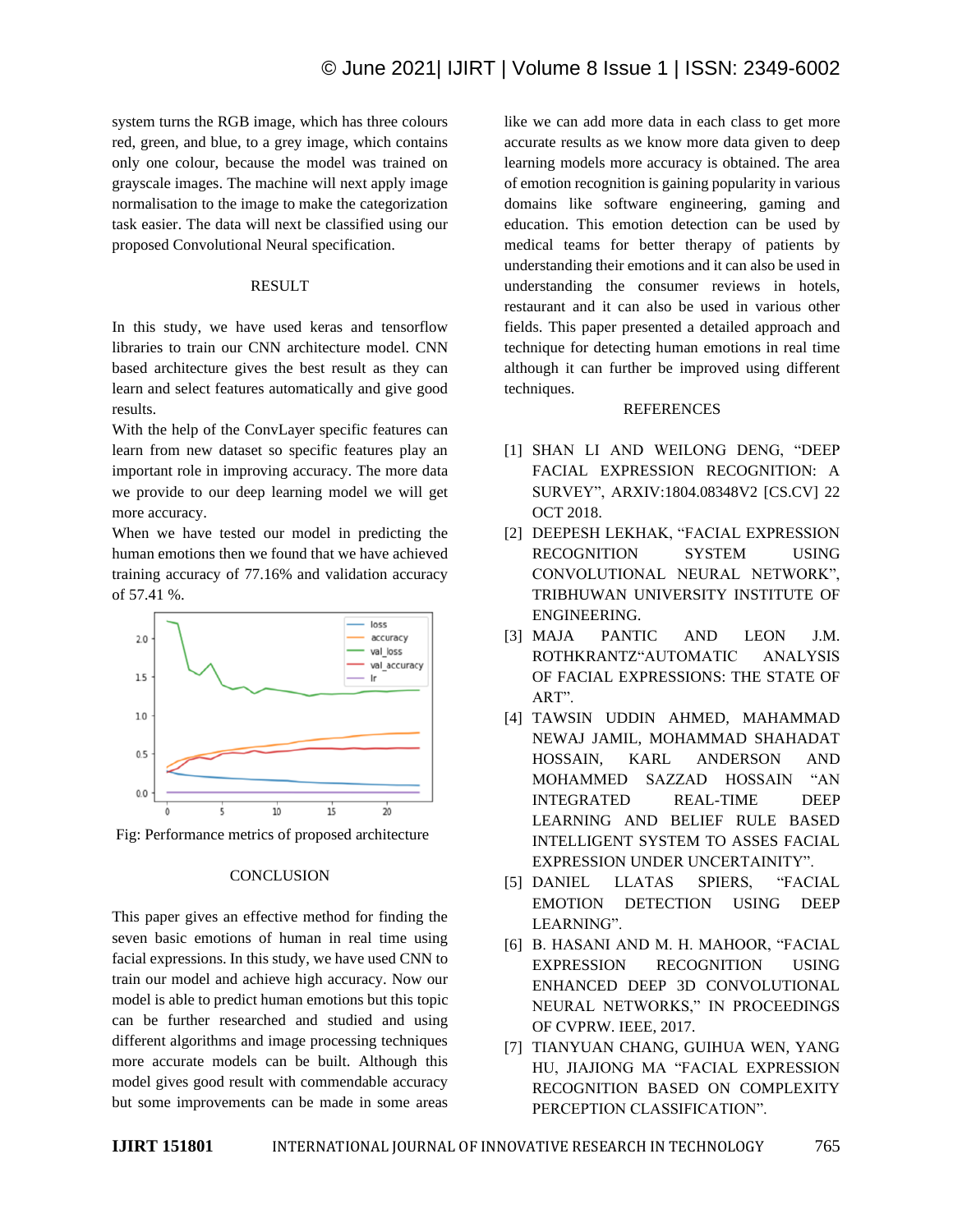system turns the RGB image, which has three colours red, green, and blue, to a grey image, which contains only one colour, because the model was trained on grayscale images. The machine will next apply image normalisation to the image to make the categorization task easier. The data will next be classified using our proposed Convolutional Neural specification.

## RESULT

In this study, we have used keras and tensorflow libraries to train our CNN architecture model. CNN based architecture gives the best result as they can learn and select features automatically and give good results.

With the help of the ConvLayer specific features can learn from new dataset so specific features play an important role in improving accuracy. The more data we provide to our deep learning model we will get more accuracy.

When we have tested our model in predicting the human emotions then we found that we have achieved training accuracy of 77.16% and validation accuracy of 57.41 %.

Fig: Performance metrics of proposed architecture

## CONCLUSION

This paper gives an effective method for finding the seven basic emotions of human in real time using facial expressions. In this study, we have used CNN to train our model and achieve high accuracy. Now our model is able to predict human emotions but this topic can be further researched and studied and using different algorithms and image processing techniques more accurate models can be built. Although this model gives good result with commendable accuracy but some improvements can be made in some areas like we can add more data in each class to get more accurate results as we know more data given to deep learning models more accuracy is obtained. The area of emotion recognition is gaining popularity in various domains like software engineering, gaming and education. This emotion detection can be used by medical teams for better therapy of patients by understanding their emotions and it can also be used in understanding the consumer reviews in hotels, restaurant and it can also be used in various other fields. This paper presented a detailed approach and technique for detecting human emotions in real time although it can further be improved using different techniques.

## REFERENCES

[1] SHAN LI AND WEILONG DENG, "DEEP FACIAL EXPRESSION RECOGNITION: A SURVEY", ARXIV:1804.08348V2 [CS.CV] 22 OCT 2018.

[2] DEEPESH LEKHAK, "FACIAL EXPRESSION RECOGNITION SYSTEM USING CONVOLUTIONAL NEURAL NETWORK", TRIBHUWAN UNIVERSITY INSTITUTE OF ENGINEERING.

[3] MAJA PANTIC AND LEON J.M. ROTHKRANTZ"AUTOMATIC ANALYSIS OF FACIAL EXPRESSIONS: THE STATE OF ART".

[4] TAWSIN UDDIN AHMED, MAHAMMAD NEWAJ JAMIL, MOHAMMAD SHAHADAT HOSSAIN, KARL ANDERSON AND MOHAMMED SAZZAD HOSSAIN "AN INTEGRATED REAL-TIME DEEP LEARNING AND BELIEF RULE BASED INTELLIGENT SYSTEM TO ASSES FACIAL EXPRESSION UNDER UNCERTAINITY".

[5] DANIEL LLATAS SPIERS, "FACIAL EMOTION DETECTION USING DEEP LEARNING".

[6] B. HASANI AND M. H. MAHOOR, "FACIAL EXPRESSION RECOGNITION USING ENHANCED DEEP 3D CONVOLUTIONAL NEURAL NETWORKS," IN PROCEEDINGS OF CVPRW. IEEE, 2017.

[7] TIANYUAN CHANG, GUIHUA WEN, YANG HU, JIAJIONG MA "FACIAL EXPRESSION RECOGNITION BASED ON COMPLEXITY PERCEPTION CLASSIFICATION".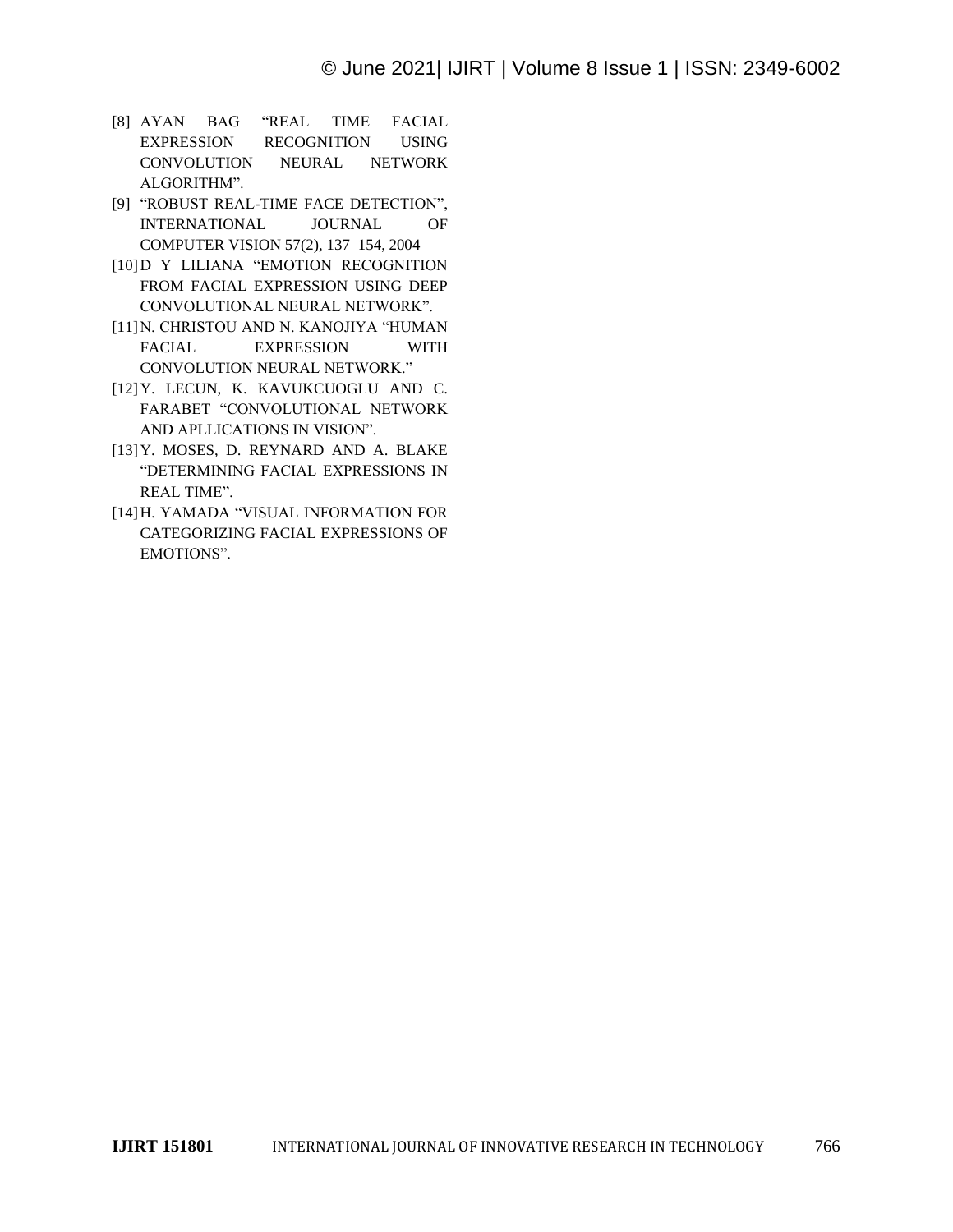[8] AYAN BAG "REAL TIME FACIAL EXPRESSION RECOGNITION USING CONVOLUTION NEURAL NETWORK ALGORITHM".

[9] "ROBUST REAL-TIME FACE DETECTION", INTERNATIONAL JOURNAL OF COMPUTER VISION 57(2), 137–154, 2004

[10] D Y LILIANA "EMOTION RECOGNITION FROM FACIAL EXPRESSION USING DEEP CONVOLUTIONAL NEURAL NETWORK".

[11] N. CHRISTOU AND N. KANOJIYA "HUMAN FACIAL EXPRESSION WITH CONVOLUTION NEURAL NETWORK."

[12] Y. LECUN, K. KAVUKCUOGLU AND C. FARABET "CONVOLUTIONAL NETWORK AND APLLICATIONS IN VISION".

[13] Y. MOSES, D. REYNARD AND A. BLAKE "DETERMINING FACIAL EXPRESSIONS IN REAL TIME".

[14] H. YAMADA "VISUAL INFORMATION FOR CATEGORIZING FACIAL EXPRESSIONS OF EMOTIONS".